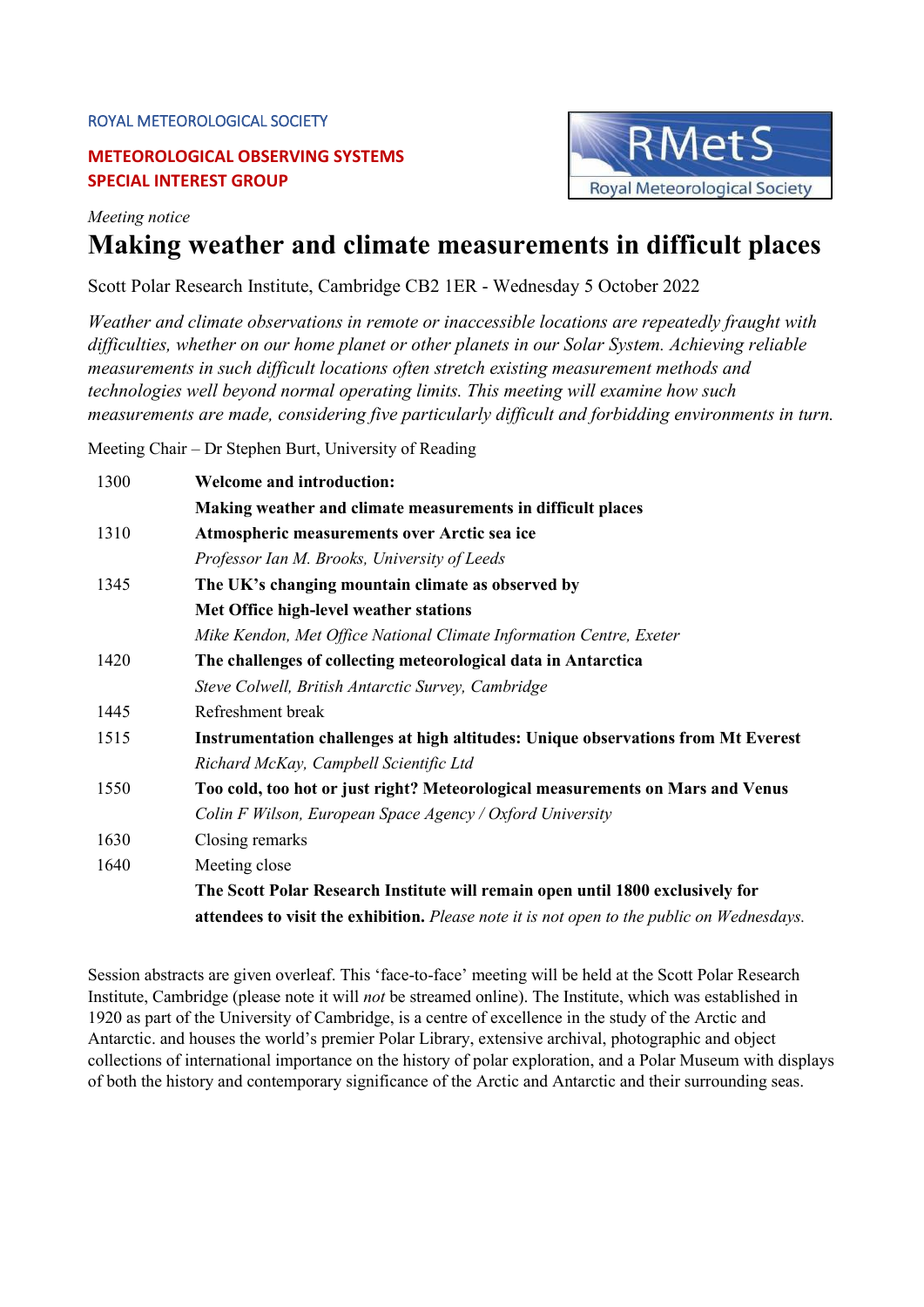ROYAL METEOROLOGICAL SOCIETY

**METEOROLOGICAL OBSERVING SYSTEMS SPECIAL INTEREST GROUP**

*Meeting notice*

# Making weather and climate measurements in difficult places

Scott Polar Research Institute, Cambridge CB2 1ER - Wednesday 5 October 2022

*Weather and climate observations in remote or inaccessible locations are repeatedly fraught with difficulties, whether on our home planet or other planets in our Solar System. Achieving reliable measurements in such difficult locations often stretch existing measurement methods and technologies well beyond normal operating limits. This meeting will examine how such measurements are made, considering five particularly difficult and forbidding environments in turn.*

Meeting Chair – Dr Stephen Burt, University of Reading

| | |
|---|---|
| 1300 | **Welcome and introduction:** |
| | **Making weather and climate measurements in difficult places** |
| 1310 | **Atmospheric measurements over Arctic sea ice** |
| | *Professor Ian M. Brooks, University of Leeds* |
| 1345 | **The UK's changing mountain climate as observed by** |
| | **Met Office high-level weather stations** |
| | *Mike Kendon, Met Office National Climate Information Centre, Exeter* |
| 1420 | **The challenges of collecting meteorological data in Antarctica** |
| | *Steve Colwell, British Antarctic Survey, Cambridge* |
| 1445 | Refreshment break |
| 1515 | **Instrumentation challenges at high altitudes: Unique observations from Mt Everest** |
| | *Richard McKay, Campbell Scientific Ltd* |
| 1550 | **Too cold, too hot or just right? Meteorological measurements on Mars and Venus** |
| | *Colin F Wilson, European Space Agency / Oxford University* |
| 1630 | Closing remarks |
| 1640 | Meeting close |
| | **The Scott Polar Research Institute will remain open until 1800 exclusively for attendees to visit the exhibition.** *Please note it is not open to the public on Wednesdays.* |

Session abstracts are given overleaf. This 'face-to-face' meeting will be held at the Scott Polar Research Institute, Cambridge (please note it will *not* be streamed online). The Institute, which was established in 1920 as part of the University of Cambridge, is a centre of excellence in the study of the Arctic and Antarctic. and houses the world's premier Polar Library, extensive archival, photographic and object collections of international importance on the history of polar exploration, and a Polar Museum with displays of both the history and contemporary significance of the Arctic and Antarctic and their surrounding seas.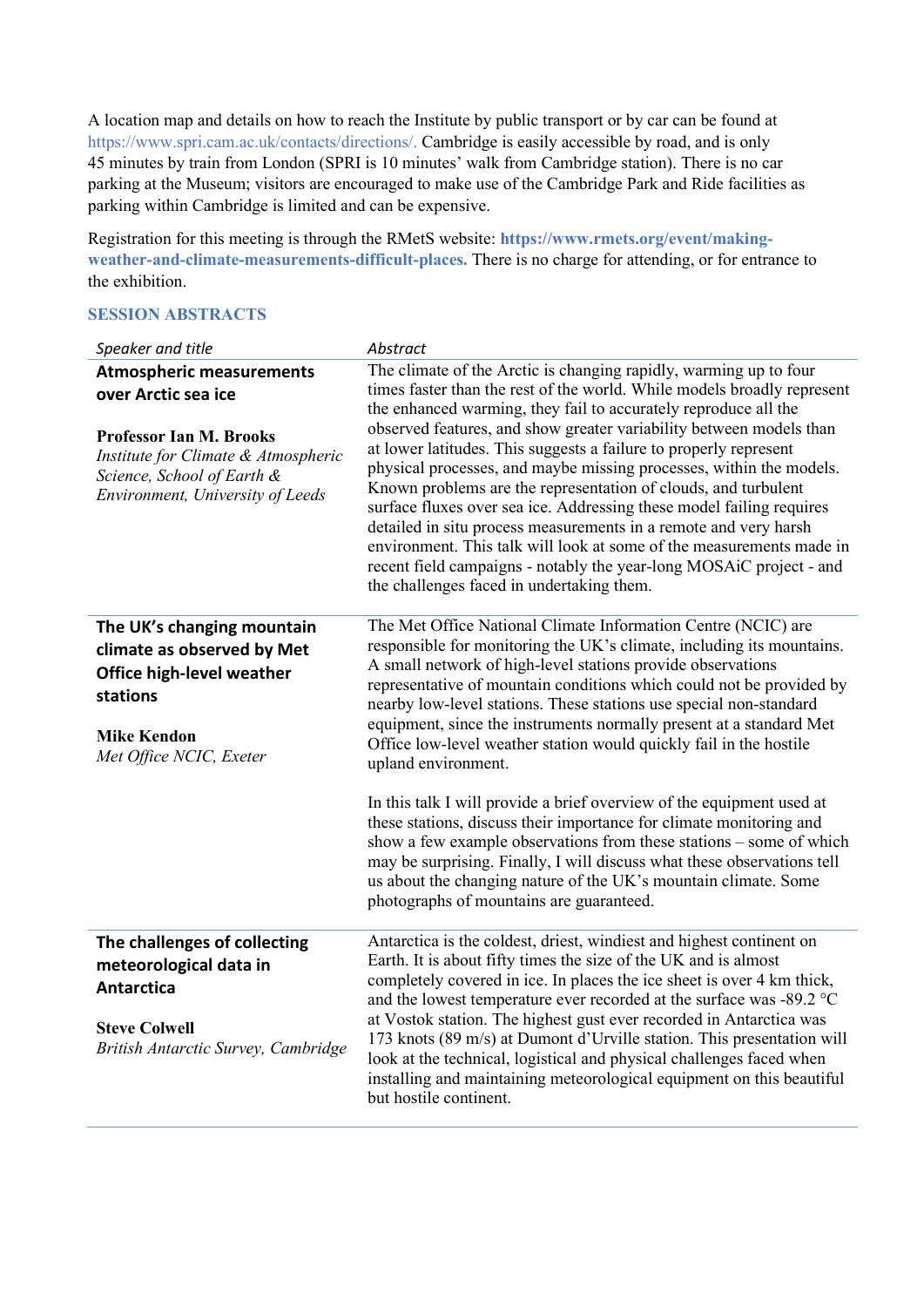A location map and details on how to reach the Institute by public transport or by car can be found at https://www.spri.cam.ac.uk/contacts/directions/. Cambridge is easily accessible by road, and is only 45 minutes by train from London (SPRI is 10 minutes' walk from Cambridge station). There is no car parking at the Museum; visitors are encouraged to make use of the Cambridge Park and Ride facilities as parking within Cambridge is limited and can be expensive.

Registration for this meeting is through the RMetS website: **https://www.rmets.org/event/making-weather-and-climate-measurements-difficult-places.** There is no charge for attending, or for entrance to the exhibition.

## SESSION ABSTRACTS

| *Speaker and title* | *Abstract* |
|---|---|
| **Atmospheric measurements over Arctic sea ice**<br><br>**Professor Ian M. Brooks**<br>*Institute for Climate & Atmospheric Science, School of Earth & Environment, University of Leeds* | The climate of the Arctic is changing rapidly, warming up to four times faster than the rest of the world. While models broadly represent the enhanced warming, they fail to accurately reproduce all the observed features, and show greater variability between models than at lower latitudes. This suggests a failure to properly represent physical processes, and maybe missing processes, within the models. Known problems are the representation of clouds, and turbulent surface fluxes over sea ice. Addressing these model failing requires detailed in situ process measurements in a remote and very harsh environment. This talk will look at some of the measurements made in recent field campaigns - notably the year-long MOSAiC project - and the challenges faced in undertaking them. |
| **The UK's changing mountain climate as observed by Met Office high-level weather stations**<br><br>**Mike Kendon**<br>*Met Office NCIC, Exeter* | The Met Office National Climate Information Centre (NCIC) are responsible for monitoring the UK's climate, including its mountains. A small network of high-level stations provide observations representative of mountain conditions which could not be provided by nearby low-level stations. These stations use special non-standard equipment, since the instruments normally present at a standard Met Office low-level weather station would quickly fail in the hostile upland environment.<br><br>In this talk I will provide a brief overview of the equipment used at these stations, discuss their importance for climate monitoring and show a few example observations from these stations – some of which may be surprising. Finally, I will discuss what these observations tell us about the changing nature of the UK's mountain climate. Some photographs of mountains are guaranteed. |
| **The challenges of collecting meteorological data in Antarctica**<br><br>**Steve Colwell**<br>*British Antarctic Survey, Cambridge* | Antarctica is the coldest, driest, windiest and highest continent on Earth. It is about fifty times the size of the UK and is almost completely covered in ice. In places the ice sheet is over 4 km thick, and the lowest temperature ever recorded at the surface was -89.2 °C at Vostok station. The highest gust ever recorded in Antarctica was 173 knots (89 m/s) at Dumont d'Urville station. This presentation will look at the technical, logistical and physical challenges faced when installing and maintaining meteorological equipment on this beautiful but hostile continent. |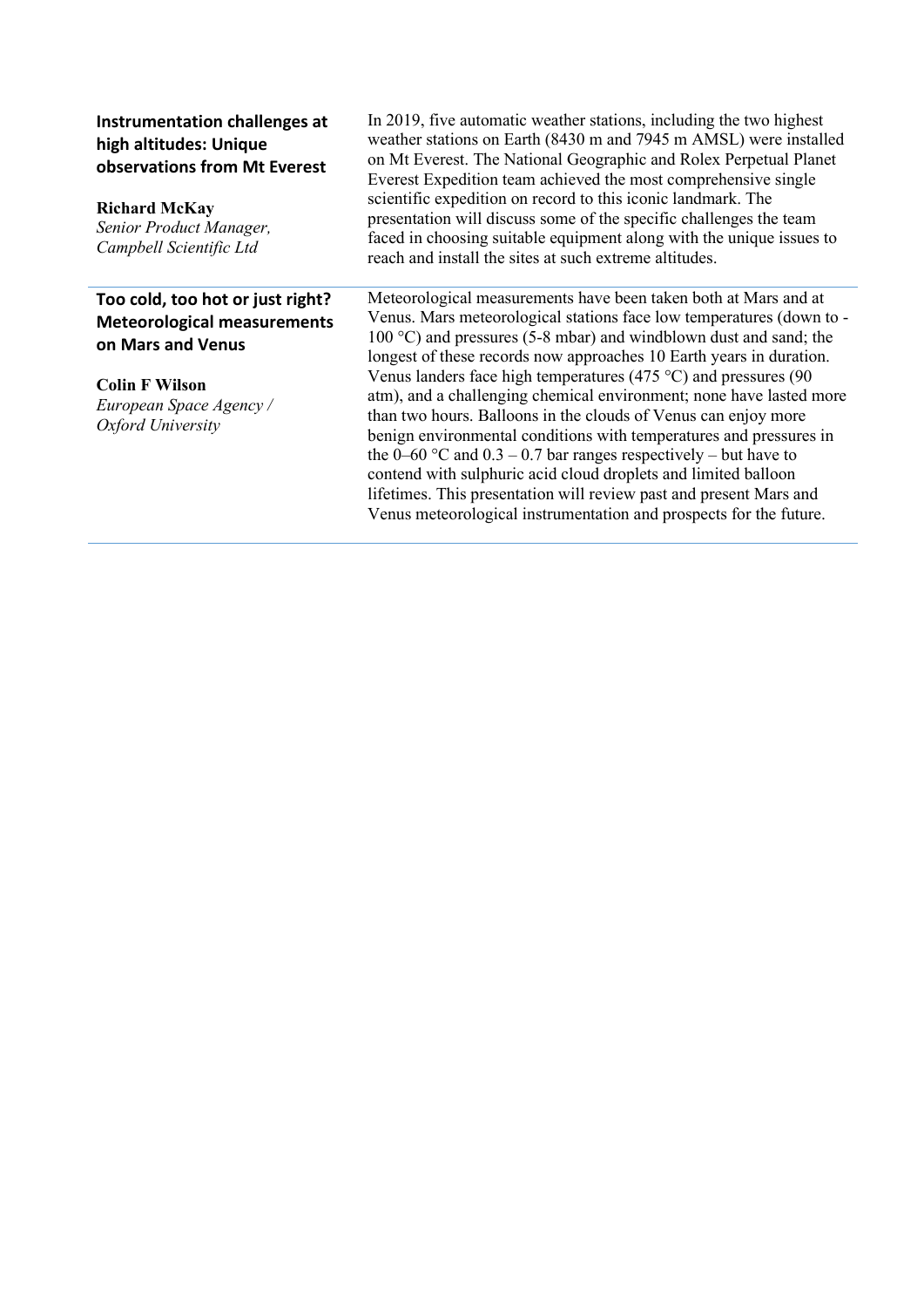### Instrumentation challenges at high altitudes: Unique observations from Mt Everest

**Richard McKay**
*Senior Product Manager, Campbell Scientific Ltd*

In 2019, five automatic weather stations, including the two highest weather stations on Earth (8430 m and 7945 m AMSL) were installed on Mt Everest. The National Geographic and Rolex Perpetual Planet Everest Expedition team achieved the most comprehensive single scientific expedition on record to this iconic landmark. The presentation will discuss some of the specific challenges the team faced in choosing suitable equipment along with the unique issues to reach and install the sites at such extreme altitudes.

### Too cold, too hot or just right? Meteorological measurements on Mars and Venus

**Colin F Wilson**
*European Space Agency / Oxford University*

Meteorological measurements have been taken both at Mars and at Venus. Mars meteorological stations face low temperatures (down to -100 °C) and pressures (5-8 mbar) and windblown dust and sand; the longest of these records now approaches 10 Earth years in duration. Venus landers face high temperatures (475 °C) and pressures (90 atm), and a challenging chemical environment; none have lasted more than two hours. Balloons in the clouds of Venus can enjoy more benign environmental conditions with temperatures and pressures in the 0–60 °C and 0.3 – 0.7 bar ranges respectively – but have to contend with sulphuric acid cloud droplets and limited balloon lifetimes. This presentation will review past and present Mars and Venus meteorological instrumentation and prospects for the future.